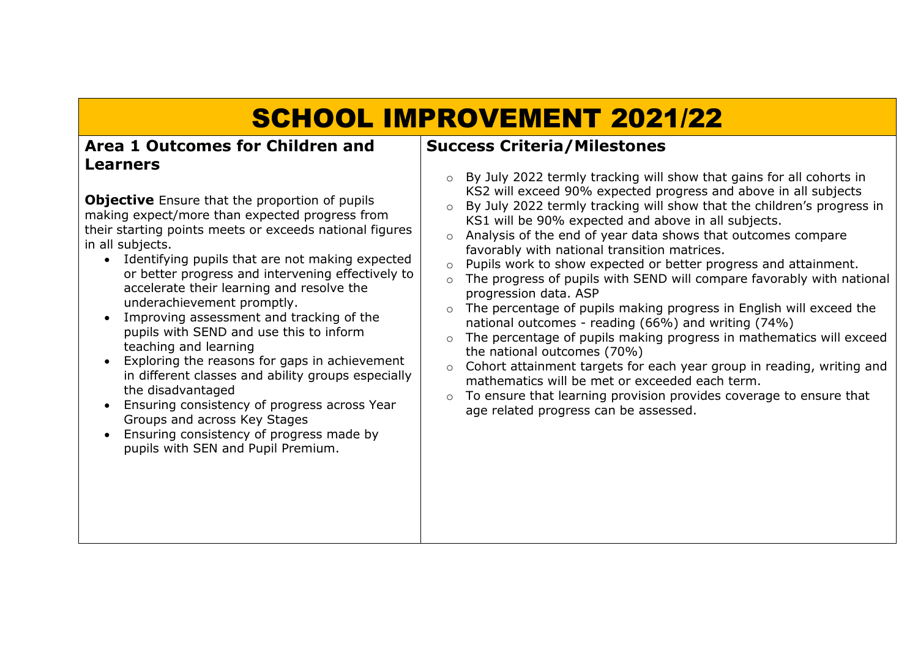# SCHOOL IMPROVEMENT 2021/22

| Area 1 Outcomes for Children and Learners | Success Criteria/Milestones |
|---|---|
| **Objective** Ensure that the proportion of pupils making expect/more than expected progress from their starting points meets or exceeds national figures in all subjects.<br>• Identifying pupils that are not making expected or better progress and intervening effectively to accelerate their learning and resolve the underachievement promptly.<br>• Improving assessment and tracking of the pupils with SEND and use this to inform teaching and learning<br>• Exploring the reasons for gaps in achievement in different classes and ability groups especially the disadvantaged<br>• Ensuring consistency of progress across Year Groups and across Key Stages<br>• Ensuring consistency of progress made by pupils with SEN and Pupil Premium. | ○ By July 2022 termly tracking will show that gains for all cohorts in KS2 will exceed 90% expected progress and above in all subjects<br>○ By July 2022 termly tracking will show that the children's progress in KS1 will be 90% expected and above in all subjects.<br>○ Analysis of the end of year data shows that outcomes compare favorably with national transition matrices.<br>○ Pupils work to show expected or better progress and attainment.<br>○ The progress of pupils with SEND will compare favorably with national progression data. ASP<br>○ The percentage of pupils making progress in English will exceed the national outcomes - reading (66%) and writing (74%)<br>○ The percentage of pupils making progress in mathematics will exceed the national outcomes (70%)<br>○ Cohort attainment targets for each year group in reading, writing and mathematics will be met or exceeded each term.<br>○ To ensure that learning provision provides coverage to ensure that age related progress can be assessed. |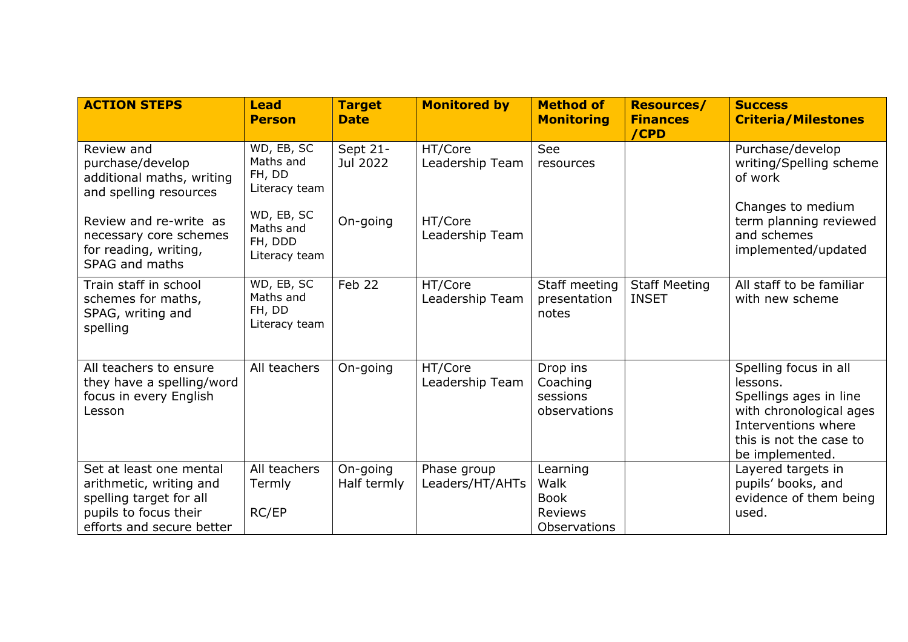| ACTION STEPS | Lead Person | Target Date | Monitored by | Method of Monitoring | Resources/ Finances /CPD | Success Criteria/Milestones |
|---|---|---|---|---|---|---|
| Review and purchase/develop additional maths, writing and spelling resources<br><br>Review and re-write as necessary core schemes for reading, writing, SPAG and maths | WD, EB, SC Maths and FH, DD Literacy team<br><br>WD, EB, SC Maths and FH, DDD Literacy team | Sept 21-Jul 2022<br><br>On-going | HT/Core Leadership Team<br><br>HT/Core Leadership Team | See resources | | Purchase/develop writing/Spelling scheme of work<br><br>Changes to medium term planning reviewed and schemes implemented/updated |
| Train staff in school schemes for maths, SPAG, writing and spelling | WD, EB, SC Maths and FH, DD Literacy team | Feb 22 | HT/Core Leadership Team | Staff meeting presentation notes | Staff Meeting INSET | All staff to be familiar with new scheme |
| All teachers to ensure they have a spelling/word focus in every English Lesson | All teachers | On-going | HT/Core Leadership Team | Drop ins Coaching sessions observations | | Spelling focus in all lessons.<br>Spellings ages in line with chronological ages Interventions where this is not the case to be implemented. |
| Set at least one mental arithmetic, writing and spelling target for all pupils to focus their efforts and secure better | All teachers Termly<br><br>RC/EP | On-going Half termly | Phase group Leaders/HT/AHTs | Learning Walk Book Reviews Observations | | Layered targets in pupils' books, and evidence of them being used. |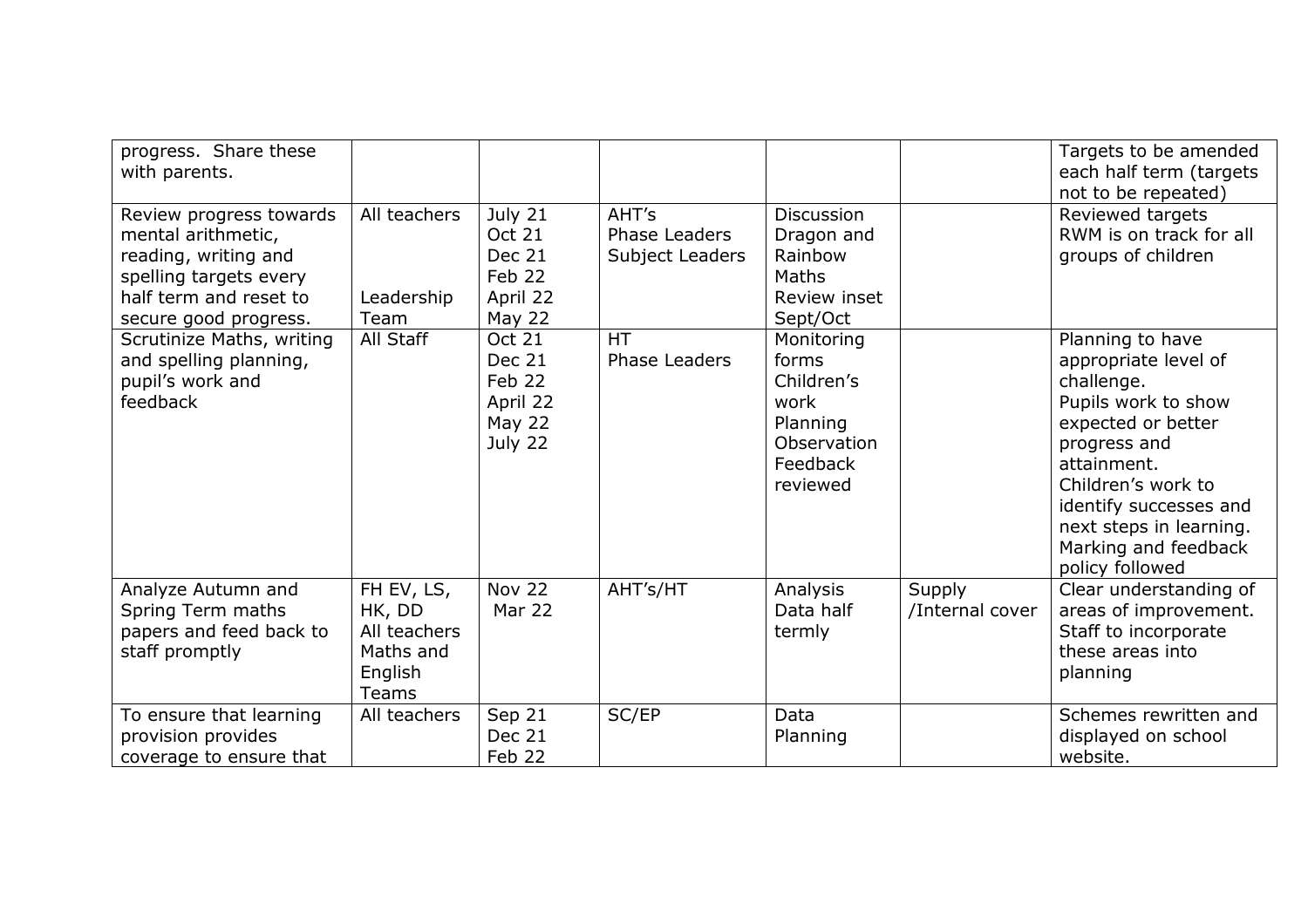| | | | | | | |
|---|---|---|---|---|---|---|
| progress. Share these with parents. | | | | | | Targets to be amended each half term (targets not to be repeated) |
| Review progress towards mental arithmetic, reading, writing and spelling targets every half term and reset to secure good progress. | All teachers<br><br>Leadership Team | July 21<br>Oct 21<br>Dec 21<br>Feb 22<br>April 22<br>May 22 | AHT's<br>Phase Leaders<br>Subject Leaders | Discussion Dragon and Rainbow Maths<br>Review inset Sept/Oct | | Reviewed targets<br>RWM is on track for all groups of children |
| Scrutinize Maths, writing and spelling planning, pupil's work and feedback | All Staff | Oct 21<br>Dec 21<br>Feb 22<br>April 22<br>May 22<br>July 22 | HT<br>Phase Leaders | Monitoring forms<br>Children's work<br>Planning<br>Observation<br>Feedback reviewed | | Planning to have appropriate level of challenge.<br>Pupils work to show expected or better progress and attainment.<br>Children's work to identify successes and next steps in learning.<br>Marking and feedback policy followed |
| Analyze Autumn and Spring Term maths papers and feed back to staff promptly | FH EV, LS, HK, DD<br>All teachers<br>Maths and English Teams | Nov 22<br>Mar 22 | AHT's/HT | Analysis<br>Data half termly | Supply /Internal cover | Clear understanding of areas of improvement. Staff to incorporate these areas into planning |
| To ensure that learning provision provides coverage to ensure that | All teachers | Sep 21<br>Dec 21<br>Feb 22 | SC/EP | Data<br>Planning | | Schemes rewritten and displayed on school website. |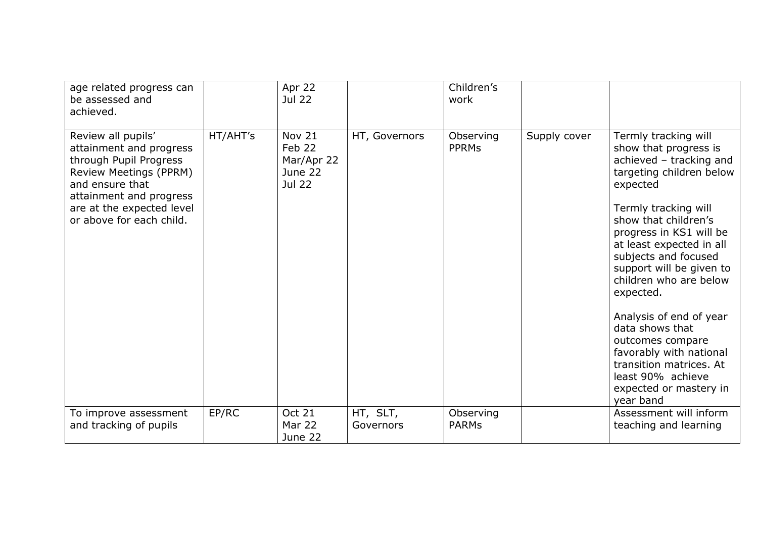| | | | | | | |
|---|---|---|---|---|---|---|
| age related progress can be assessed and achieved. | | Apr 22<br>Jul 22 | | Children's work | | |
| Review all pupils' attainment and progress through Pupil Progress Review Meetings (PPRM) and ensure that attainment and progress are at the expected level or above for each child. | HT/AHT's | Nov 21<br>Feb 22<br>Mar/Apr 22<br>June 22<br>Jul 22 | HT, Governors | Observing PPRMs | Supply cover | Termly tracking will show that progress is achieved – tracking and targeting children below expected<br><br>Termly tracking will show that children's progress in KS1 will be at least expected in all subjects and focused support will be given to children who are below expected.<br><br>Analysis of end of year data shows that outcomes compare favorably with national transition matrices. At least 90% achieve expected or mastery in year band |
| To improve assessment and tracking of pupils | EP/RC | Oct 21<br>Mar 22<br>June 22 | HT, SLT, Governors | Observing PARMs | | Assessment will inform teaching and learning |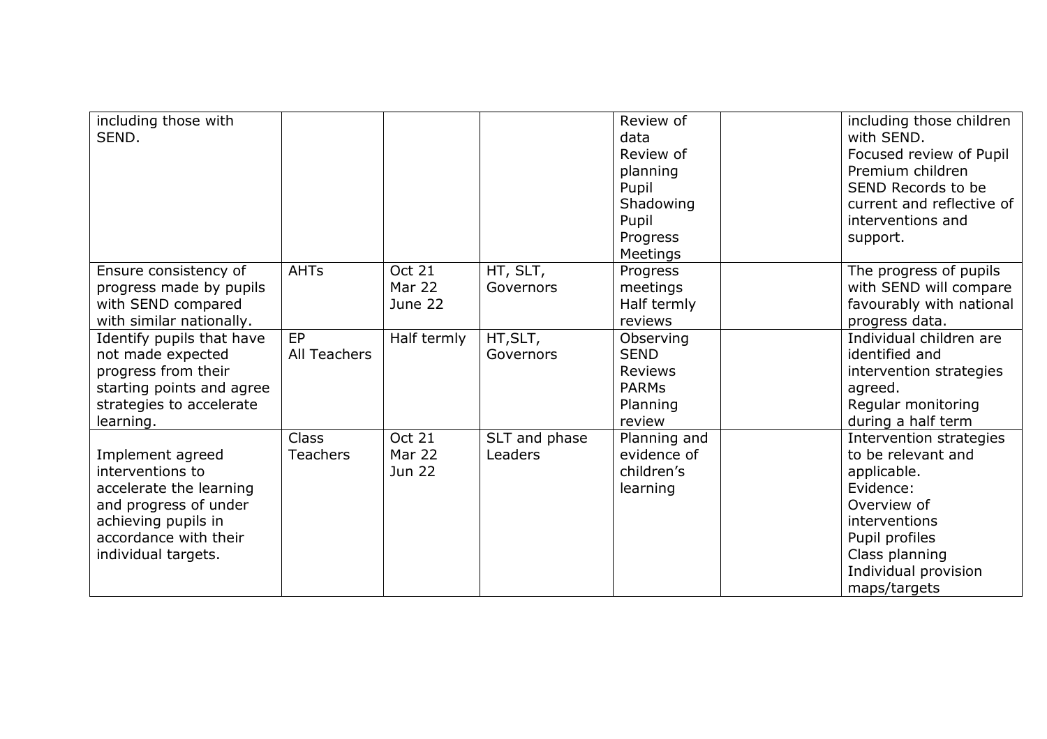| | | | | | | |
|---|---|---|---|---|---|---|
| including those with SEND. | | | | Review of data<br>Review of planning<br>Pupil Shadowing<br>Pupil Progress Meetings | | including those children with SEND.<br>Focused review of Pupil Premium children<br>SEND Records to be current and reflective of interventions and support. |
| Ensure consistency of progress made by pupils with SEND compared with similar nationally. | AHTs | Oct 21<br>Mar 22<br>June 22 | HT, SLT, Governors | Progress meetings<br>Half termly reviews | | The progress of pupils with SEND will compare favourably with national progress data. |
| Identify pupils that have not made expected progress from their starting points and agree strategies to accelerate learning. | EP<br>All Teachers | Half termly | HT,SLT, Governors | Observing SEND Reviews<br>PARMs<br>Planning review | | Individual children are identified and intervention strategies agreed.<br>Regular monitoring during a half term |
| Implement agreed interventions to accelerate the learning and progress of under achieving pupils in accordance with their individual targets. | Class Teachers | Oct 21<br>Mar 22<br>Jun 22 | SLT and phase Leaders | Planning and evidence of children's learning | | Intervention strategies to be relevant and applicable.<br>Evidence:<br>Overview of interventions<br>Pupil profiles<br>Class planning<br>Individual provision maps/targets |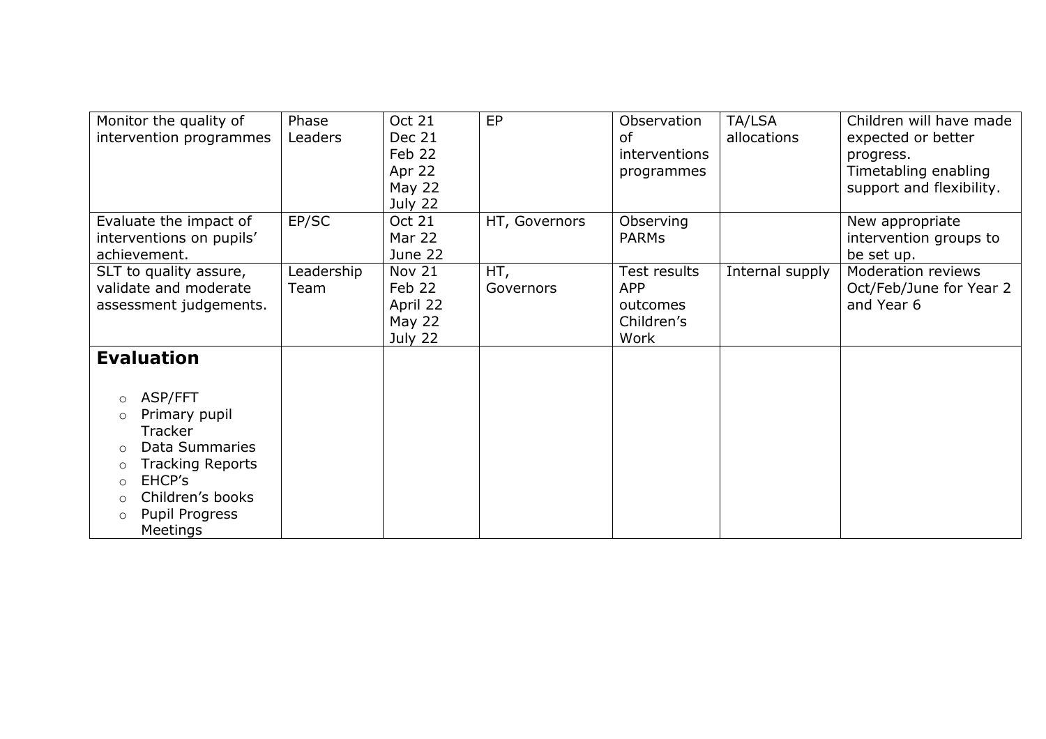| | | | | | | |
|---|---|---|---|---|---|---|
| Monitor the quality of intervention programmes | Phase Leaders | Oct 21<br>Dec 21<br>Feb 22<br>Apr 22<br>May 22<br>July 22 | EP | Observation of interventions programmes | TA/LSA allocations | Children will have made expected or better progress.<br>Timetabling enabling support and flexibility. |
| Evaluate the impact of interventions on pupils' achievement. | EP/SC | Oct 21<br>Mar 22<br>June 22 | HT, Governors | Observing PARMs | | New appropriate intervention groups to be set up. |
| SLT to quality assure, validate and moderate assessment judgements. | Leadership Team | Nov 21<br>Feb 22<br>April 22<br>May 22<br>July 22 | HT,<br>Governors | Test results<br>APP outcomes<br>Children's Work | Internal supply | Moderation reviews Oct/Feb/June for Year 2 and Year 6 |
| **Evaluation**<br><br>○ ASP/FFT<br>○ Primary pupil Tracker<br>○ Data Summaries<br>○ Tracking Reports<br>○ EHCP's<br>○ Children's books<br>○ Pupil Progress Meetings | | | | | | |